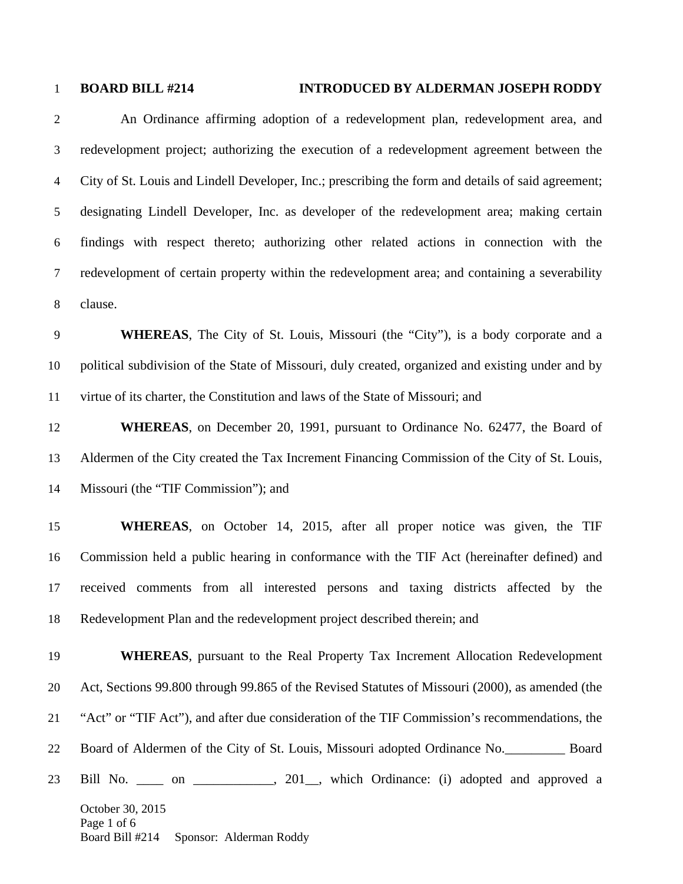**BOARD BILL #214 INTRODUCED BY ALDERMAN JOSEPH RODDY**

An Ordinance affirming adoption of a redevelopment plan, redevelopment area, and redevelopment project; authorizing the execution of a redevelopment agreement between the City of St. Louis and Lindell Developer, Inc.; prescribing the form and details of said agreement; designating Lindell Developer, Inc. as developer of the redevelopment area; making certain findings with respect thereto; authorizing other related actions in connection with the redevelopment of certain property within the redevelopment area; and containing a severability clause.

**WHEREAS**, The City of St. Louis, Missouri (the "City"), is a body corporate and a political subdivision of the State of Missouri, duly created, organized and existing under and by virtue of its charter, the Constitution and laws of the State of Missouri; and

**WHEREAS**, on December 20, 1991, pursuant to Ordinance No. 62477, the Board of Aldermen of the City created the Tax Increment Financing Commission of the City of St. Louis, Missouri (the "TIF Commission"); and

**WHEREAS**, on October 14, 2015, after all proper notice was given, the TIF Commission held a public hearing in conformance with the TIF Act (hereinafter defined) and received comments from all interested persons and taxing districts affected by the Redevelopment Plan and the redevelopment project described therein; and

**WHEREAS**, pursuant to the Real Property Tax Increment Allocation Redevelopment Act, Sections 99.800 through 99.865 of the Revised Statutes of Missouri (2000), as amended (the "Act" or "TIF Act"), and after due consideration of the TIF Commission's recommendations, the Board of Aldermen of the City of St. Louis, Missouri adopted Ordinance No.\_\_\_\_\_\_\_\_\_ Board Bill No. \_\_\_\_ on \_\_\_\_\_\_\_\_\_\_\_\_, 201\_\_, which Ordinance: (i) adopted and approved a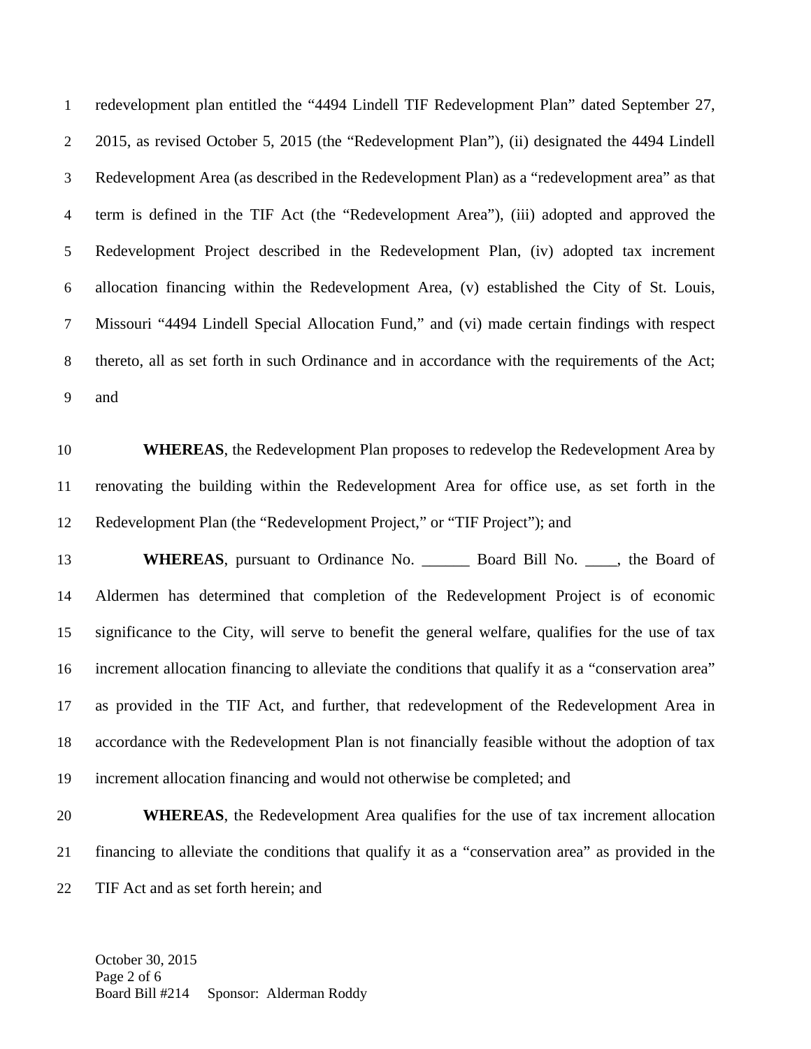redevelopment plan entitled the "4494 Lindell TIF Redevelopment Plan" dated September 27, 2015, as revised October 5, 2015 (the "Redevelopment Plan"), (ii) designated the 4494 Lindell Redevelopment Area (as described in the Redevelopment Plan) as a "redevelopment area" as that term is defined in the TIF Act (the "Redevelopment Area"), (iii) adopted and approved the Redevelopment Project described in the Redevelopment Plan, (iv) adopted tax increment allocation financing within the Redevelopment Area, (v) established the City of St. Louis, Missouri "4494 Lindell Special Allocation Fund," and (vi) made certain findings with respect thereto, all as set forth in such Ordinance and in accordance with the requirements of the Act; and

**WHEREAS**, the Redevelopment Plan proposes to redevelop the Redevelopment Area by renovating the building within the Redevelopment Area for office use, as set forth in the Redevelopment Plan (the "Redevelopment Project," or "TIF Project"); and

**WHEREAS**, pursuant to Ordinance No. ______ Board Bill No. ____, the Board of Aldermen has determined that completion of the Redevelopment Project is of economic significance to the City, will serve to benefit the general welfare, qualifies for the use of tax increment allocation financing to alleviate the conditions that qualify it as a "conservation area" as provided in the TIF Act, and further, that redevelopment of the Redevelopment Area in accordance with the Redevelopment Plan is not financially feasible without the adoption of tax increment allocation financing and would not otherwise be completed; and

**WHEREAS**, the Redevelopment Area qualifies for the use of tax increment allocation financing to alleviate the conditions that qualify it as a "conservation area" as provided in the TIF Act and as set forth herein; and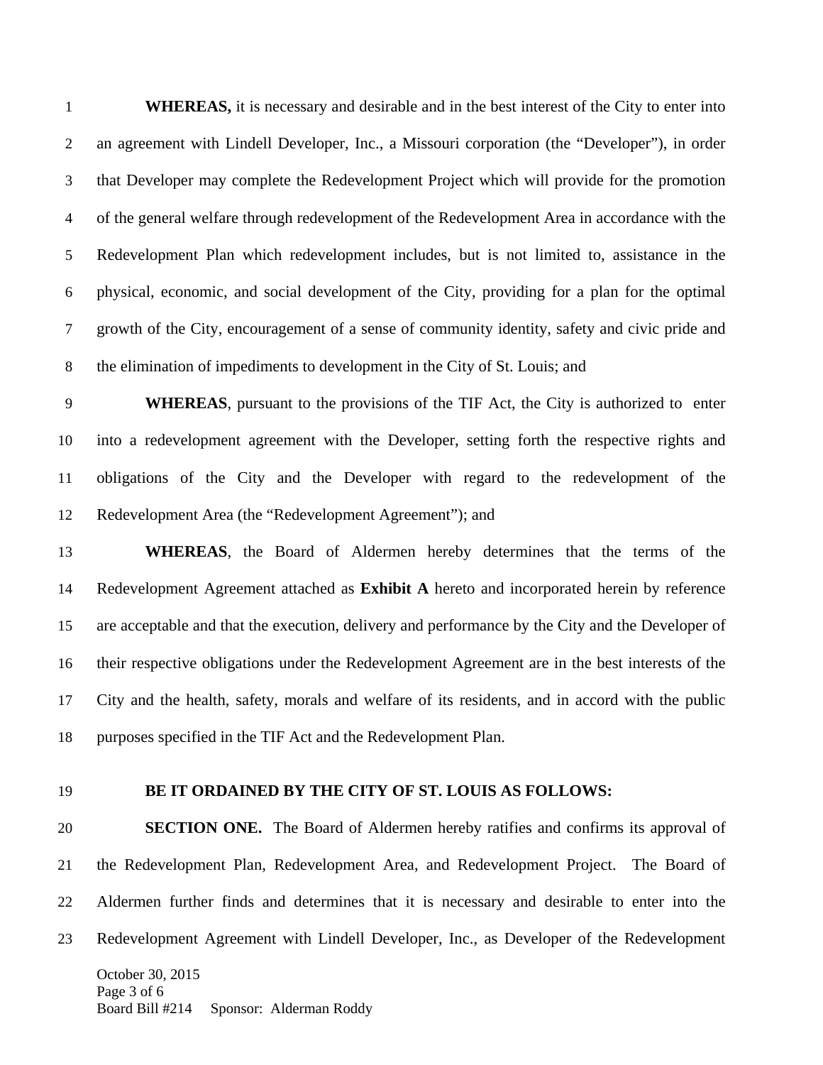**WHEREAS,** it is necessary and desirable and in the best interest of the City to enter into an agreement with Lindell Developer, Inc., a Missouri corporation (the "Developer"), in order that Developer may complete the Redevelopment Project which will provide for the promotion of the general welfare through redevelopment of the Redevelopment Area in accordance with the Redevelopment Plan which redevelopment includes, but is not limited to, assistance in the physical, economic, and social development of the City, providing for a plan for the optimal growth of the City, encouragement of a sense of community identity, safety and civic pride and the elimination of impediments to development in the City of St. Louis; and

**WHEREAS**, pursuant to the provisions of the TIF Act, the City is authorized to enter into a redevelopment agreement with the Developer, setting forth the respective rights and obligations of the City and the Developer with regard to the redevelopment of the Redevelopment Area (the "Redevelopment Agreement"); and

**WHEREAS**, the Board of Aldermen hereby determines that the terms of the Redevelopment Agreement attached as **Exhibit A** hereto and incorporated herein by reference are acceptable and that the execution, delivery and performance by the City and the Developer of their respective obligations under the Redevelopment Agreement are in the best interests of the City and the health, safety, morals and welfare of its residents, and in accord with the public purposes specified in the TIF Act and the Redevelopment Plan.

**BE IT ORDAINED BY THE CITY OF ST. LOUIS AS FOLLOWS:**

**SECTION ONE.** The Board of Aldermen hereby ratifies and confirms its approval of the Redevelopment Plan, Redevelopment Area, and Redevelopment Project. The Board of Aldermen further finds and determines that it is necessary and desirable to enter into the Redevelopment Agreement with Lindell Developer, Inc., as Developer of the Redevelopment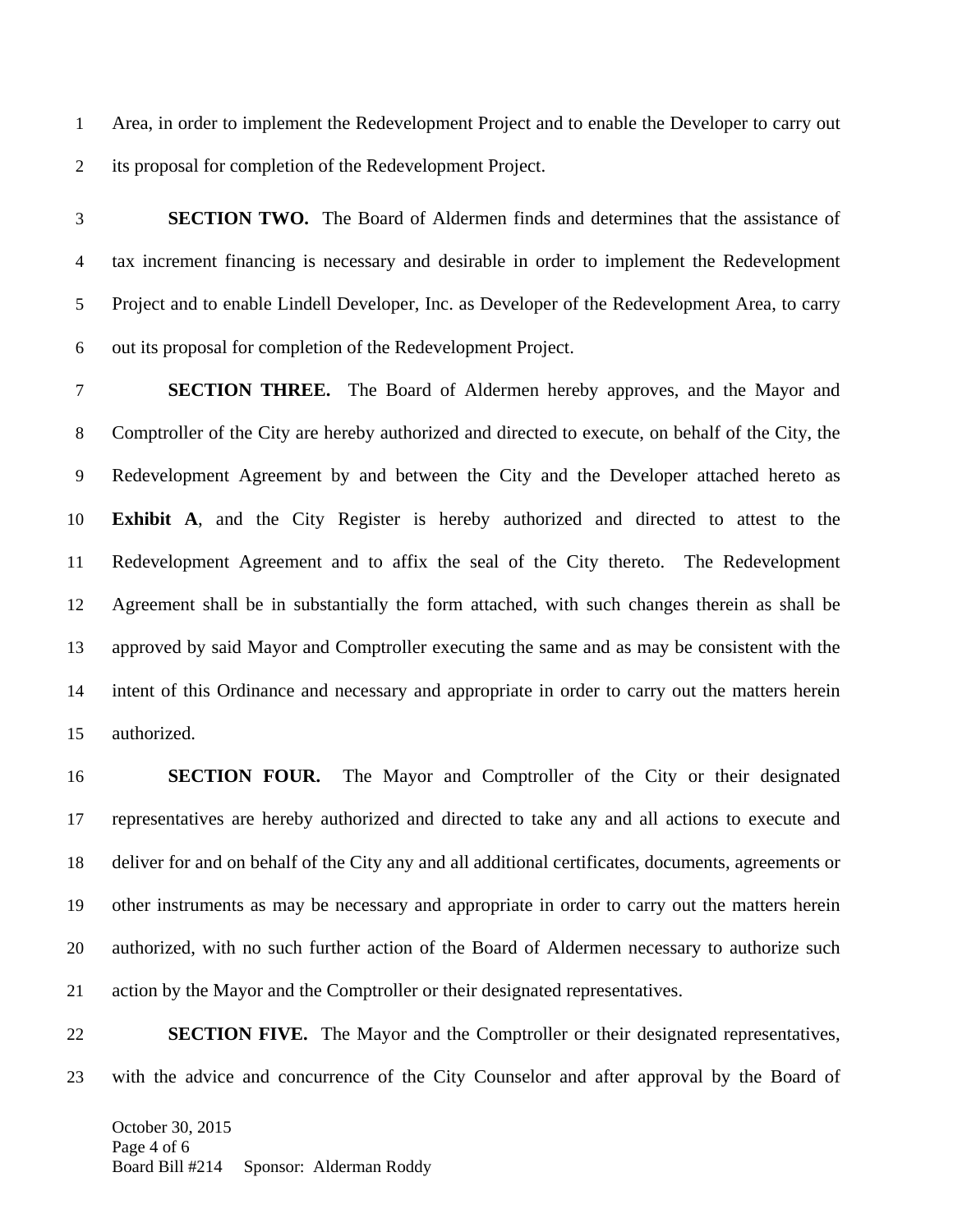Area, in order to implement the Redevelopment Project and to enable the Developer to carry out its proposal for completion of the Redevelopment Project.

**SECTION TWO.** The Board of Aldermen finds and determines that the assistance of tax increment financing is necessary and desirable in order to implement the Redevelopment Project and to enable Lindell Developer, Inc. as Developer of the Redevelopment Area, to carry out its proposal for completion of the Redevelopment Project.

**SECTION THREE.** The Board of Aldermen hereby approves, and the Mayor and Comptroller of the City are hereby authorized and directed to execute, on behalf of the City, the Redevelopment Agreement by and between the City and the Developer attached hereto as **Exhibit A**, and the City Register is hereby authorized and directed to attest to the Redevelopment Agreement and to affix the seal of the City thereto. The Redevelopment Agreement shall be in substantially the form attached, with such changes therein as shall be approved by said Mayor and Comptroller executing the same and as may be consistent with the intent of this Ordinance and necessary and appropriate in order to carry out the matters herein authorized.

**SECTION FOUR.** The Mayor and Comptroller of the City or their designated representatives are hereby authorized and directed to take any and all actions to execute and deliver for and on behalf of the City any and all additional certificates, documents, agreements or other instruments as may be necessary and appropriate in order to carry out the matters herein authorized, with no such further action of the Board of Aldermen necessary to authorize such action by the Mayor and the Comptroller or their designated representatives.

**SECTION FIVE.** The Mayor and the Comptroller or their designated representatives, with the advice and concurrence of the City Counselor and after approval by the Board of

October 30, 2015
Board Bill #214 Sponsor: Alderman Roddy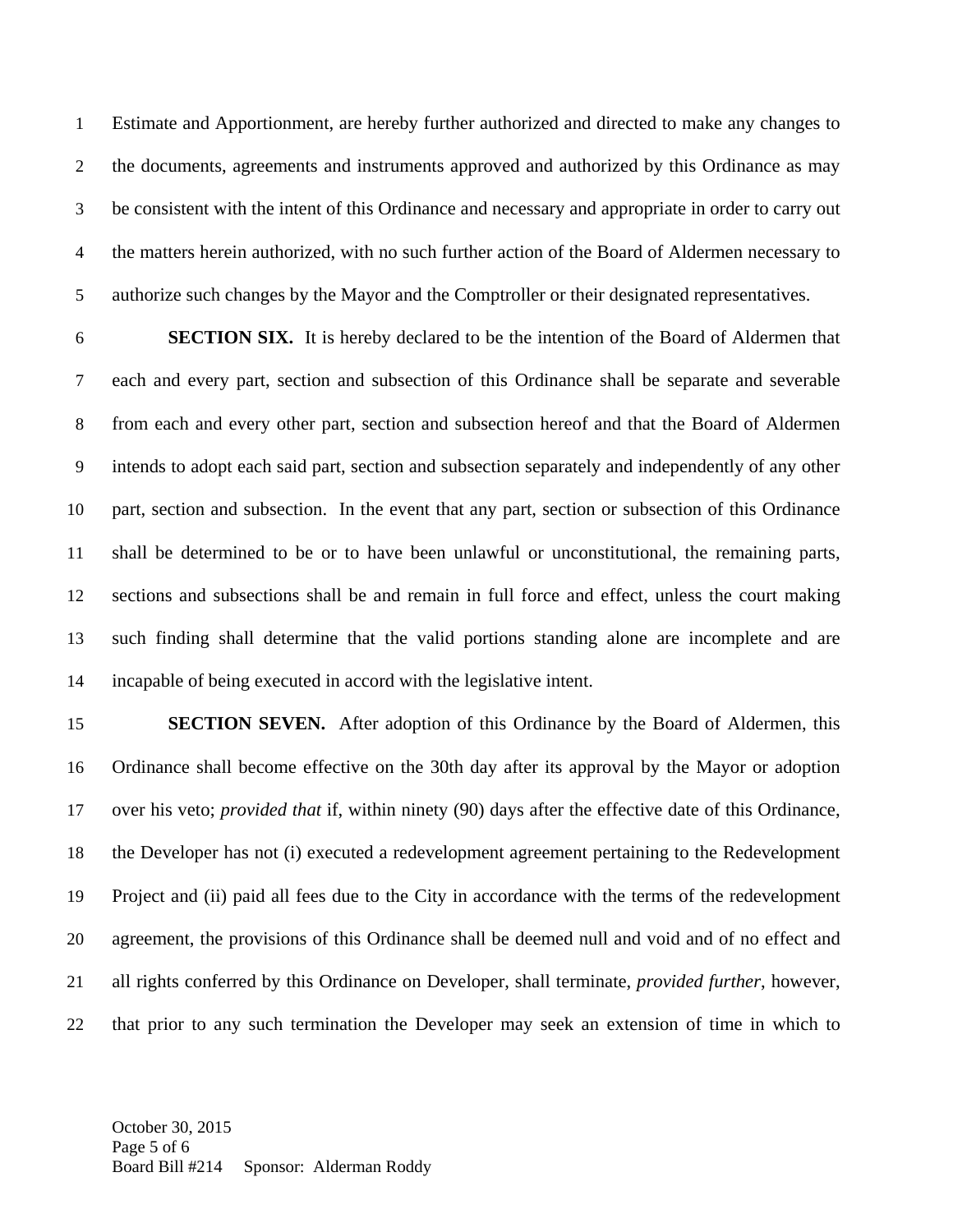Estimate and Apportionment, are hereby further authorized and directed to make any changes to the documents, agreements and instruments approved and authorized by this Ordinance as may be consistent with the intent of this Ordinance and necessary and appropriate in order to carry out the matters herein authorized, with no such further action of the Board of Aldermen necessary to authorize such changes by the Mayor and the Comptroller or their designated representatives.

**SECTION SIX.** It is hereby declared to be the intention of the Board of Aldermen that each and every part, section and subsection of this Ordinance shall be separate and severable from each and every other part, section and subsection hereof and that the Board of Aldermen intends to adopt each said part, section and subsection separately and independently of any other part, section and subsection. In the event that any part, section or subsection of this Ordinance shall be determined to be or to have been unlawful or unconstitutional, the remaining parts, sections and subsections shall be and remain in full force and effect, unless the court making such finding shall determine that the valid portions standing alone are incomplete and are incapable of being executed in accord with the legislative intent.

**SECTION SEVEN.** After adoption of this Ordinance by the Board of Aldermen, this Ordinance shall become effective on the 30th day after its approval by the Mayor or adoption over his veto; *provided that* if, within ninety (90) days after the effective date of this Ordinance, the Developer has not (i) executed a redevelopment agreement pertaining to the Redevelopment Project and (ii) paid all fees due to the City in accordance with the terms of the redevelopment agreement, the provisions of this Ordinance shall be deemed null and void and of no effect and all rights conferred by this Ordinance on Developer, shall terminate, *provided further*, however, that prior to any such termination the Developer may seek an extension of time in which to

October 30, 2015
Board Bill #214 Sponsor: Alderman Roddy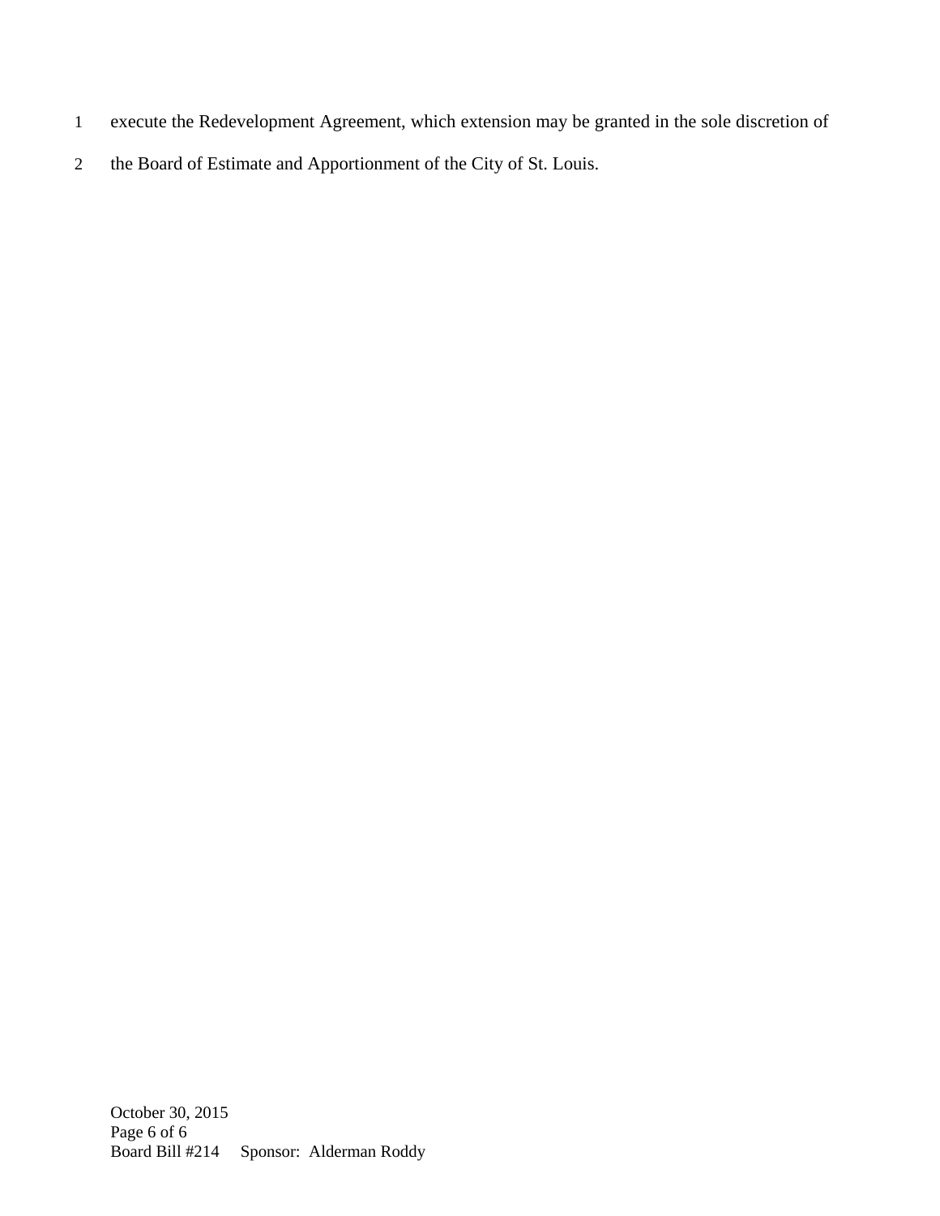execute the Redevelopment Agreement, which extension may be granted in the sole discretion of the Board of Estimate and Apportionment of the City of St. Louis.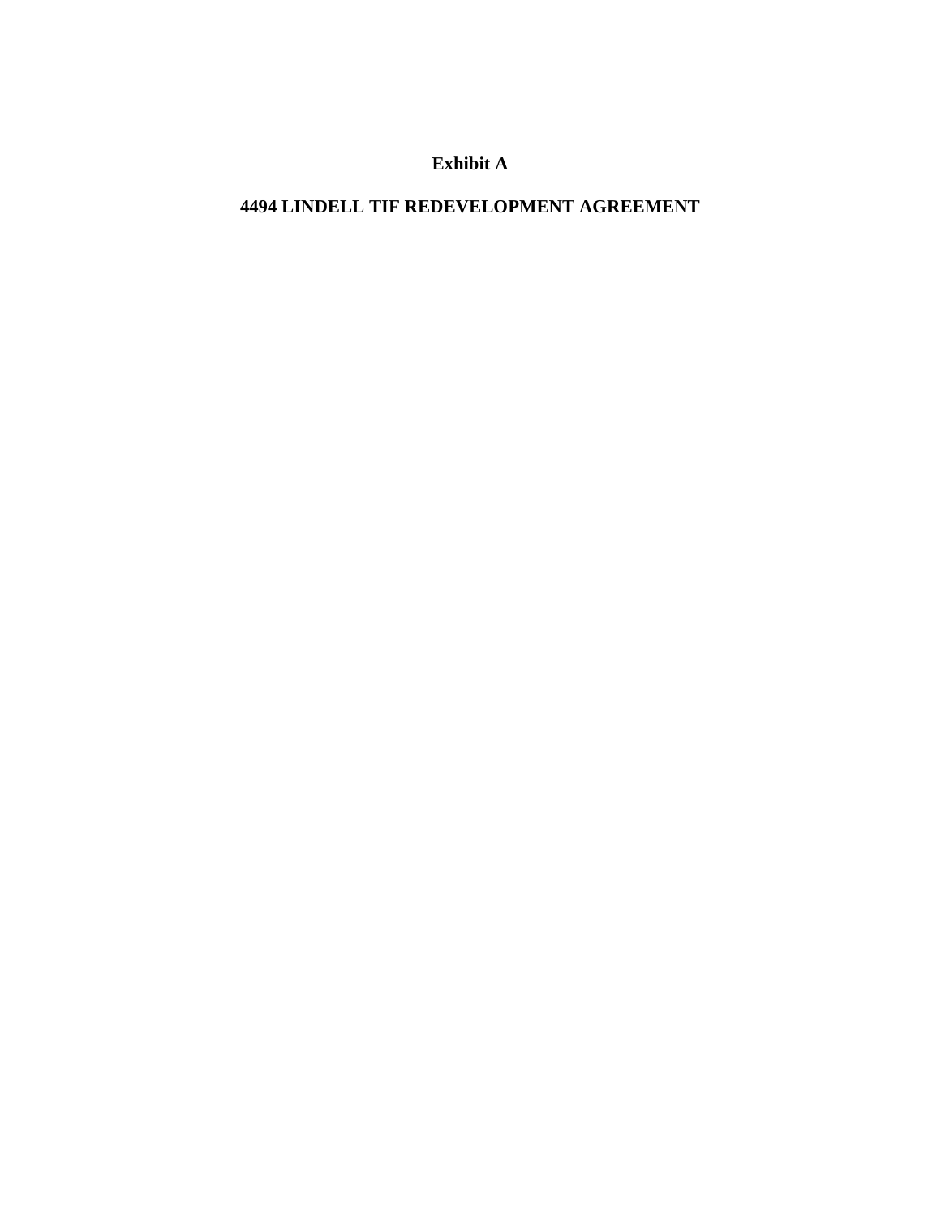**Exhibit A**

**4494 LINDELL TIF REDEVELOPMENT AGREEMENT**